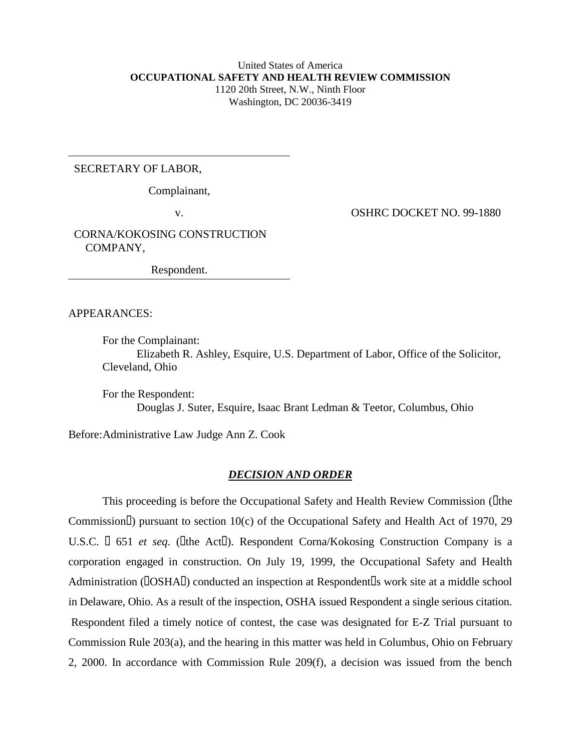United States of America
**OCCUPATIONAL SAFETY AND HEALTH REVIEW COMMISSION**
1120 20th Street, N.W., Ninth Floor
Washington, DC 20036-3419

---

SECRETARY OF LABOR,

Complainant,

v. OSHRC DOCKET NO. 99-1880

CORNA/KOKOSING CONSTRUCTION COMPANY,

Respondent.

---

APPEARANCES:

For the Complainant:
Elizabeth R. Ashley, Esquire, U.S. Department of Labor, Office of the Solicitor, Cleveland, Ohio

For the Respondent:
Douglas J. Suter, Esquire, Isaac Brant Ledman & Teetor, Columbus, Ohio

Before: Administrative Law Judge Ann Z. Cook

## ***DECISION AND ORDER***

This proceeding is before the Occupational Safety and Health Review Commission ("the Commission") pursuant to section 10(c) of the Occupational Safety and Health Act of 1970, 29 U.S.C. § 651 *et seq*. ("the Act"). Respondent Corna/Kokosing Construction Company is a corporation engaged in construction. On July 19, 1999, the Occupational Safety and Health Administration ("OSHA") conducted an inspection at Respondent's work site at a middle school in Delaware, Ohio. As a result of the inspection, OSHA issued Respondent a single serious citation. Respondent filed a timely notice of contest, the case was designated for E-Z Trial pursuant to Commission Rule 203(a), and the hearing in this matter was held in Columbus, Ohio on February 2, 2000. In accordance with Commission Rule 209(f), a decision was issued from the bench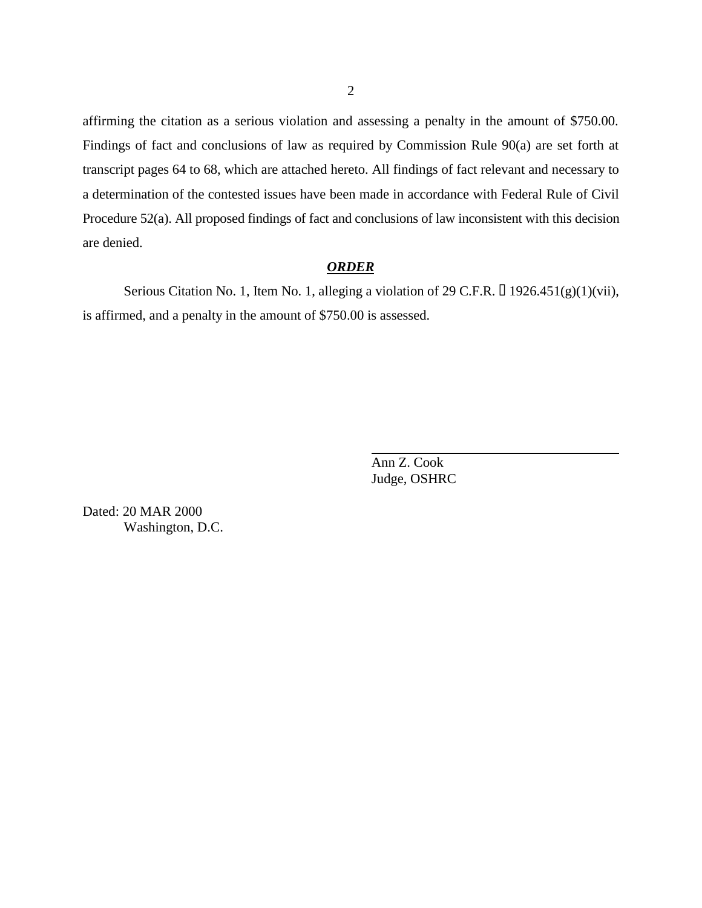affirming the citation as a serious violation and assessing a penalty in the amount of $750.00. Findings of fact and conclusions of law as required by Commission Rule 90(a) are set forth at transcript pages 64 to 68, which are attached hereto. All findings of fact relevant and necessary to a determination of the contested issues have been made in accordance with Federal Rule of Civil Procedure 52(a). All proposed findings of fact and conclusions of law inconsistent with this decision are denied.

## ***ORDER***

Serious Citation No. 1, Item No. 1, alleging a violation of 29 C.F.R. § 1926.451(g)(1)(vii), is affirmed, and a penalty in the amount of $750.00 is assessed.

Ann Z. Cook
Judge, OSHRC

Dated: 20 MAR 2000
Washington, D.C.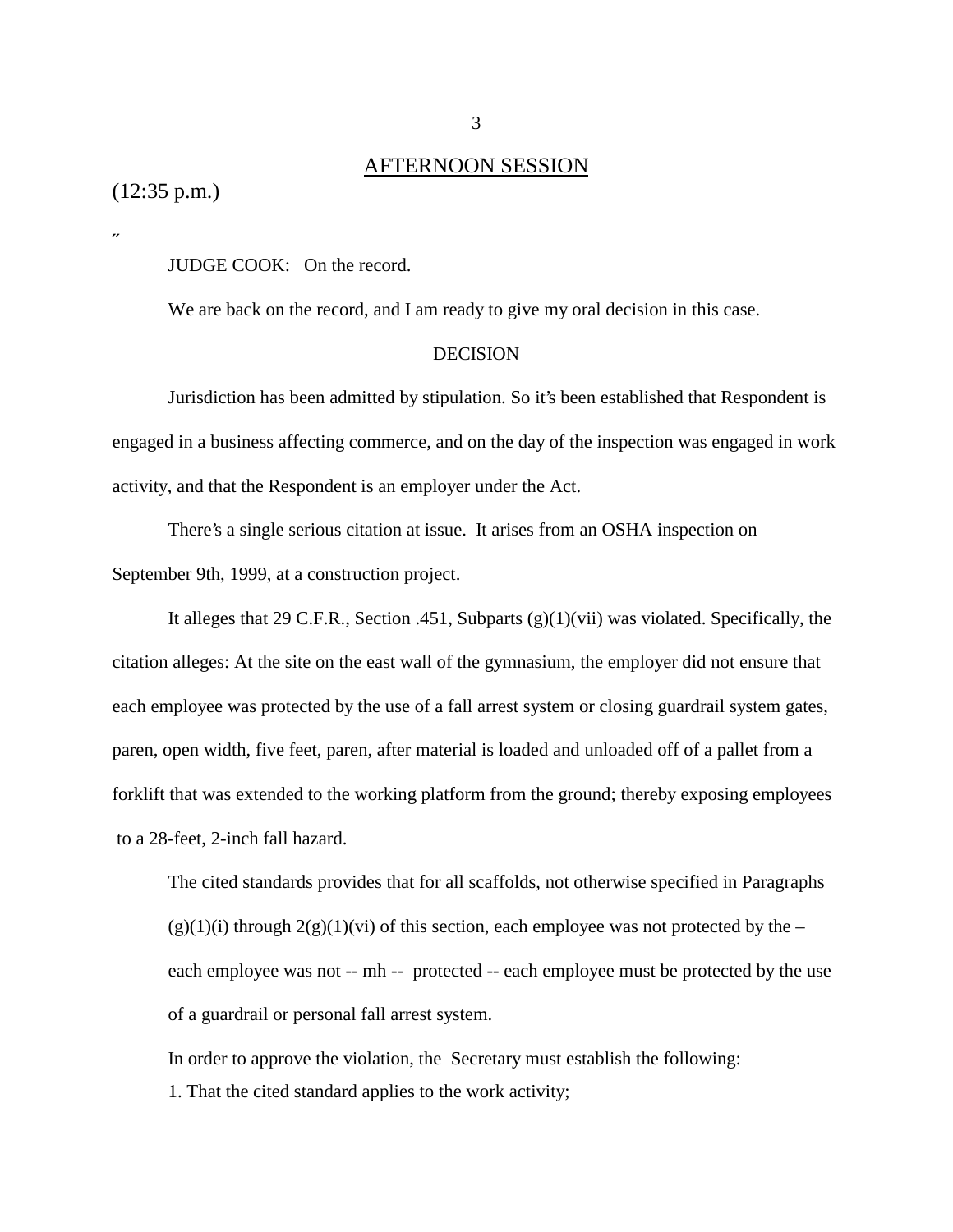## AFTERNOON SESSION

(12:35 p.m.)

″

JUDGE COOK: On the record.

We are back on the record, and I am ready to give my oral decision in this case.

### DECISION

Jurisdiction has been admitted by stipulation. So it's been established that Respondent is engaged in a business affecting commerce, and on the day of the inspection was engaged in work activity, and that the Respondent is an employer under the Act.

There's a single serious citation at issue. It arises from an OSHA inspection on September 9th, 1999, at a construction project.

It alleges that 29 C.F.R., Section .451, Subparts (g)(1)(vii) was violated. Specifically, the citation alleges: At the site on the east wall of the gymnasium, the employer did not ensure that each employee was protected by the use of a fall arrest system or closing guardrail system gates, paren, open width, five feet, paren, after material is loaded and unloaded off of a pallet from a forklift that was extended to the working platform from the ground; thereby exposing employees to a 28-feet, 2-inch fall hazard.

The cited standards provides that for all scaffolds, not otherwise specified in Paragraphs (g)(1)(i) through 2(g)(1)(vi) of this section, each employee was not protected by the – each employee was not -- mh -- protected -- each employee must be protected by the use of a guardrail or personal fall arrest system.

In order to approve the violation, the Secretary must establish the following:

1. That the cited standard applies to the work activity;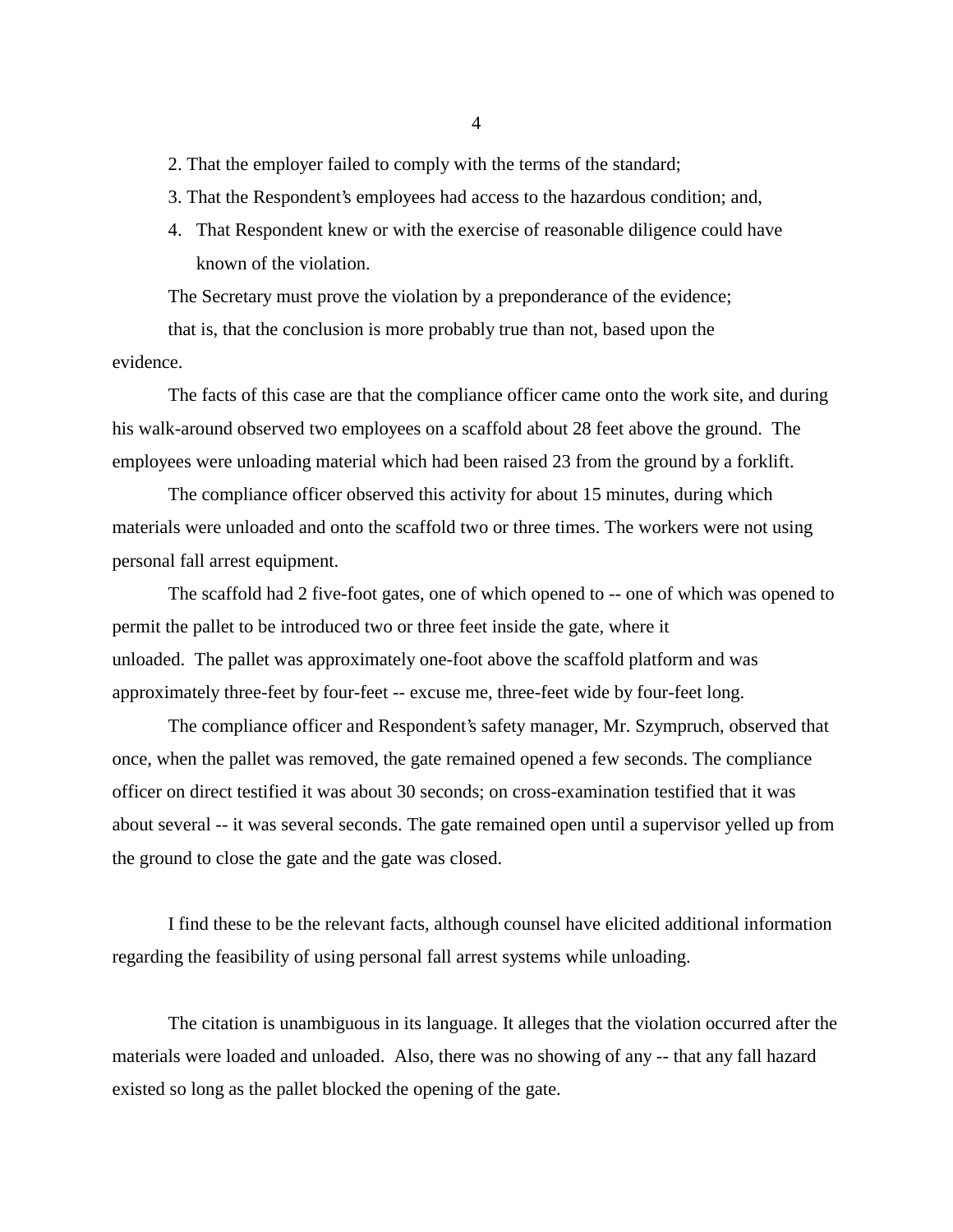2. That the employer failed to comply with the terms of the standard;

3. That the Respondent's employees had access to the hazardous condition; and,

4. That Respondent knew or with the exercise of reasonable diligence could have known of the violation.

The Secretary must prove the violation by a preponderance of the evidence; that is, that the conclusion is more probably true than not, based upon the evidence.

The facts of this case are that the compliance officer came onto the work site, and during his walk-around observed two employees on a scaffold about 28 feet above the ground. The employees were unloading material which had been raised 23 from the ground by a forklift.

The compliance officer observed this activity for about 15 minutes, during which materials were unloaded and onto the scaffold two or three times. The workers were not using personal fall arrest equipment.

The scaffold had 2 five-foot gates, one of which opened to -- one of which was opened to permit the pallet to be introduced two or three feet inside the gate, where it unloaded. The pallet was approximately one-foot above the scaffold platform and was approximately three-feet by four-feet -- excuse me, three-feet wide by four-feet long.

The compliance officer and Respondent's safety manager, Mr. Szympruch, observed that once, when the pallet was removed, the gate remained opened a few seconds. The compliance officer on direct testified it was about 30 seconds; on cross-examination testified that it was about several -- it was several seconds. The gate remained open until a supervisor yelled up from the ground to close the gate and the gate was closed.

I find these to be the relevant facts, although counsel have elicited additional information regarding the feasibility of using personal fall arrest systems while unloading.

The citation is unambiguous in its language. It alleges that the violation occurred after the materials were loaded and unloaded. Also, there was no showing of any -- that any fall hazard existed so long as the pallet blocked the opening of the gate.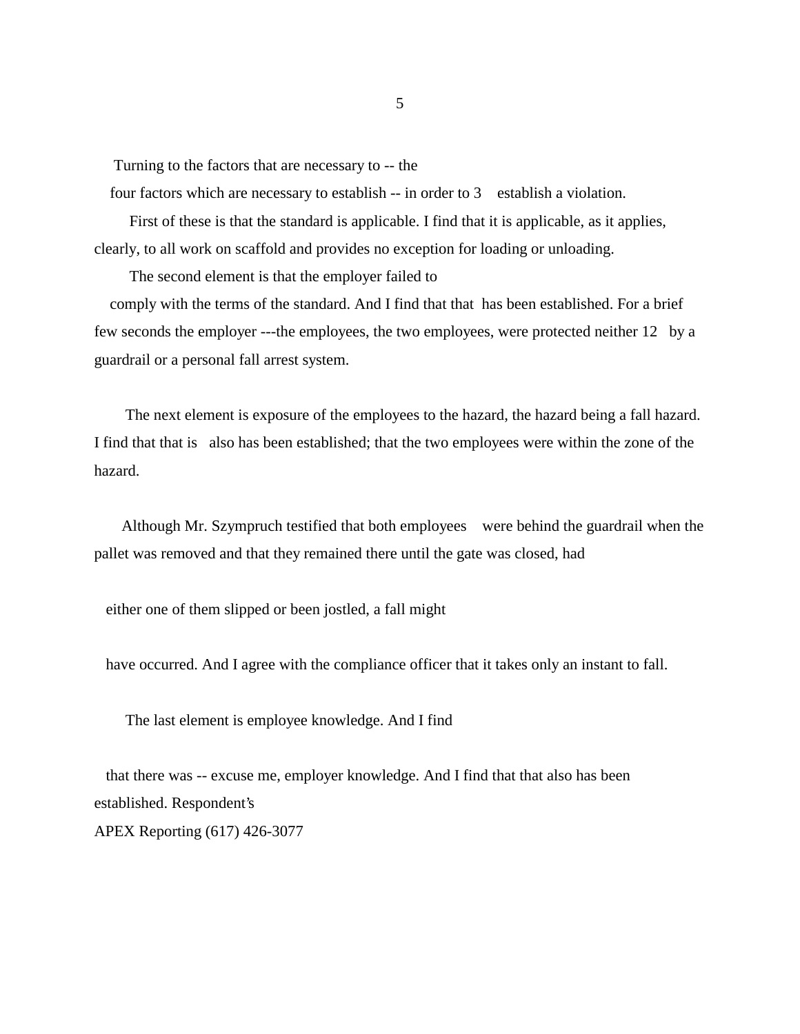Turning to the factors that are necessary to -- the four factors which are necessary to establish -- in order to 3 establish a violation.

First of these is that the standard is applicable. I find that it is applicable, as it applies, clearly, to all work on scaffold and provides no exception for loading or unloading.

The second element is that the employer failed to comply with the terms of the standard. And I find that that has been established. For a brief few seconds the employer ---the employees, the two employees, were protected neither 12 by a guardrail or a personal fall arrest system.

The next element is exposure of the employees to the hazard, the hazard being a fall hazard. I find that that is also has been established; that the two employees were within the zone of the hazard.

Although Mr. Szympruch testified that both employees were behind the guardrail when the pallet was removed and that they remained there until the gate was closed, had

either one of them slipped or been jostled, a fall might

have occurred. And I agree with the compliance officer that it takes only an instant to fall.

The last element is employee knowledge. And I find

that there was -- excuse me, employer knowledge. And I find that that also has been established. Respondent's

APEX Reporting (617) 426-3077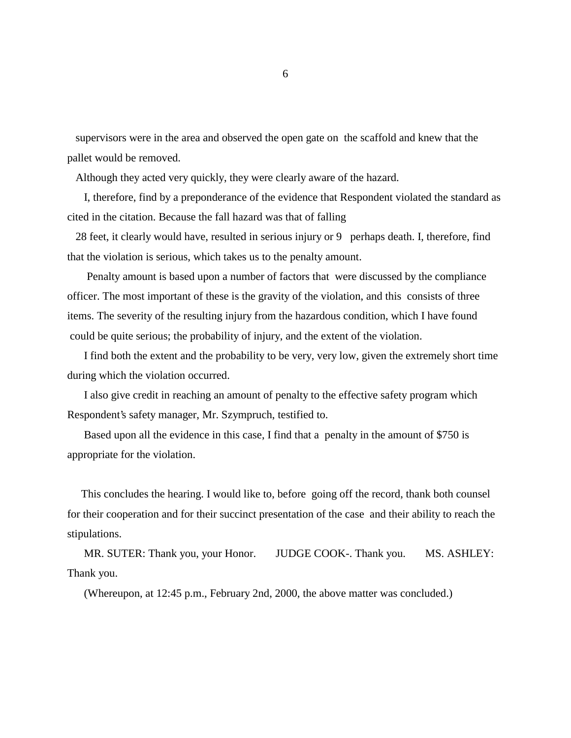supervisors were in the area and observed the open gate on the scaffold and knew that the pallet would be removed.

Although they acted very quickly, they were clearly aware of the hazard.

I, therefore, find by a preponderance of the evidence that Respondent violated the standard as cited in the citation. Because the fall hazard was that of falling

28 feet, it clearly would have, resulted in serious injury or 9 perhaps death. I, therefore, find that the violation is serious, which takes us to the penalty amount.

Penalty amount is based upon a number of factors that were discussed by the compliance officer. The most important of these is the gravity of the violation, and this consists of three items. The severity of the resulting injury from the hazardous condition, which I have found could be quite serious; the probability of injury, and the extent of the violation.

I find both the extent and the probability to be very, very low, given the extremely short time during which the violation occurred.

I also give credit in reaching an amount of penalty to the effective safety program which Respondent's safety manager, Mr. Szympruch, testified to.

Based upon all the evidence in this case, I find that a penalty in the amount of $750 is appropriate for the violation.

This concludes the hearing. I would like to, before going off the record, thank both counsel for their cooperation and for their succinct presentation of the case and their ability to reach the stipulations.

MR. SUTER: Thank you, your Honor. JUDGE COOK-. Thank you. MS. ASHLEY: Thank you.

(Whereupon, at 12:45 p.m., February 2nd, 2000, the above matter was concluded.)